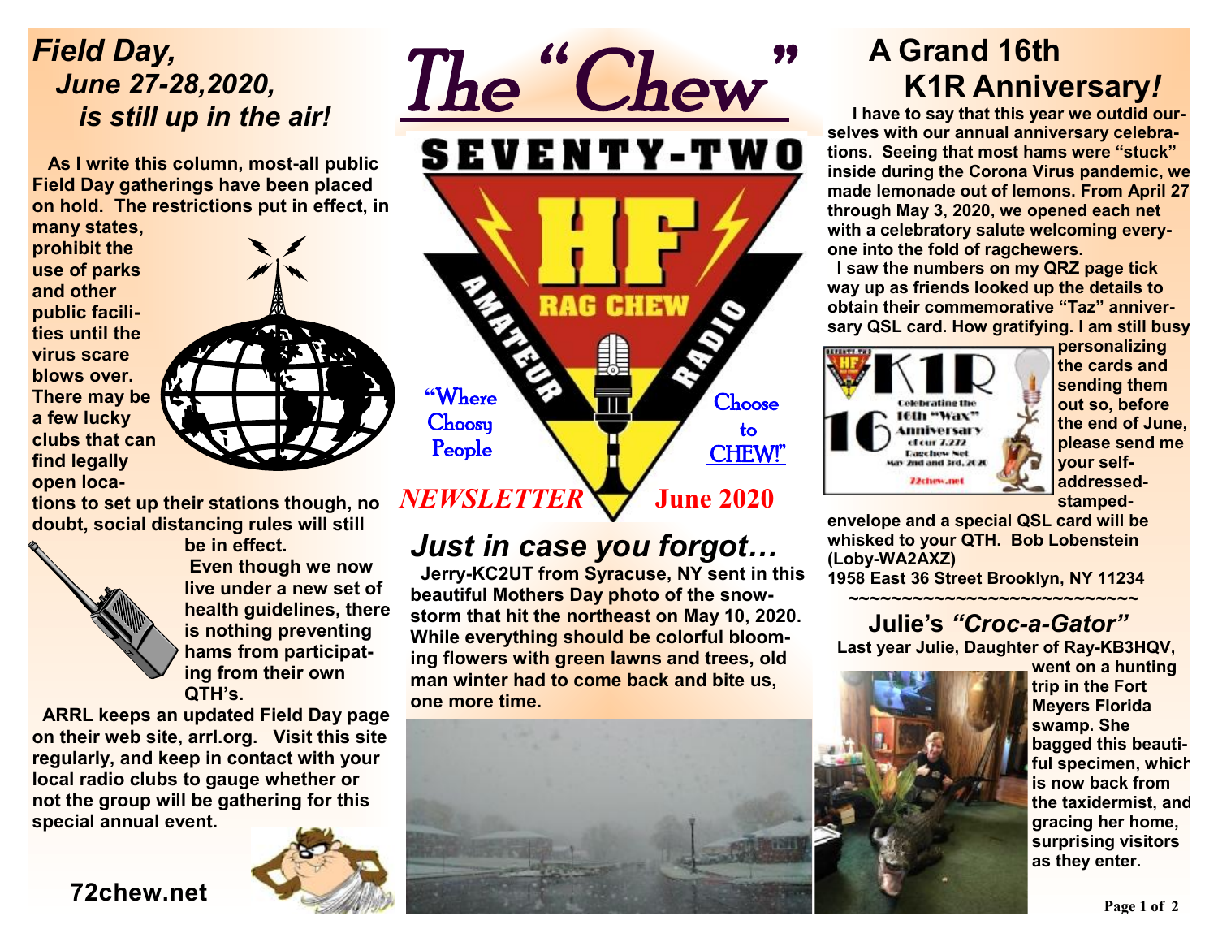# The "Chew"

SEVENTY-TWO

HF RAG CHEW AMATEUR RADIO

"Where Choosy People Choose to CHEW!"

*NEWSLETTER* **June 2020**

## *Field Day, June 27-28,2020, is still up in the air!*

**As I write this column, most-all public Field Day gatherings have been placed on hold. The restrictions put in effect, in many states, prohibit the use of parks and other public facilities until the virus scare blows over. There may be a few lucky clubs that can find legally open locations to set up their stations though, no doubt, social distancing rules will still be in effect.**

**Even though we now live under a new set of health guidelines, there is nothing preventing hams from participating from their own QTH's.**

**ARRL keeps an updated Field Day page on their web site, arrl.org. Visit this site regularly, and keep in contact with your local radio clubs to gauge whether or not the group will be gathering for this special annual event.**

**72chew.net**

## *Just in case you forgot…*

**Jerry-KC2UT from Syracuse, NY sent in this beautiful Mothers Day photo of the snowstorm that hit the northeast on May 10, 2020. While everything should be colorful blooming flowers with green lawns and trees, old man winter had to come back and bite us, one more time.**

## A Grand 16th K1R Anniversary*!*

**I have to say that this year we outdid ourselves with our annual anniversary celebrations. Seeing that most hams were "stuck" inside during the Corona Virus pandemic, we made lemonade out of lemons. From April 27 through May 3, 2020, we opened each net with a celebratory salute welcoming everyone into the fold of ragchewers.**

**I saw the numbers on my QRZ page tick way up as friends looked up the details to obtain their commemorative "Taz" anniversary QSL card. How gratifying. I am still busy personalizing the cards and sending them out so, before the end of June, please send me your self-addressed-stamped-envelope and a special QSL card will be whisked to your QTH. Bob Lobenstein (Loby-WA2AXZ)**
**1958 East 36 Street Brooklyn, NY 11234**

K1R 16 Celebrating the 16th "Wax" Anniversary of our 7.272 Ragchew Net May 2nd and 3rd, 2020 72chew.net

~~~~~~~~~~~~~~~~~~~~~~~~~~~~

## Julie's *"Croc-a-Gator"*

**Last year Julie, Daughter of Ray-KB3HQV, went on a hunting trip in the Fort Meyers Florida swamp. She bagged this beautiful specimen, which is now back from the taxidermist, and gracing her home, surprising visitors as they enter.**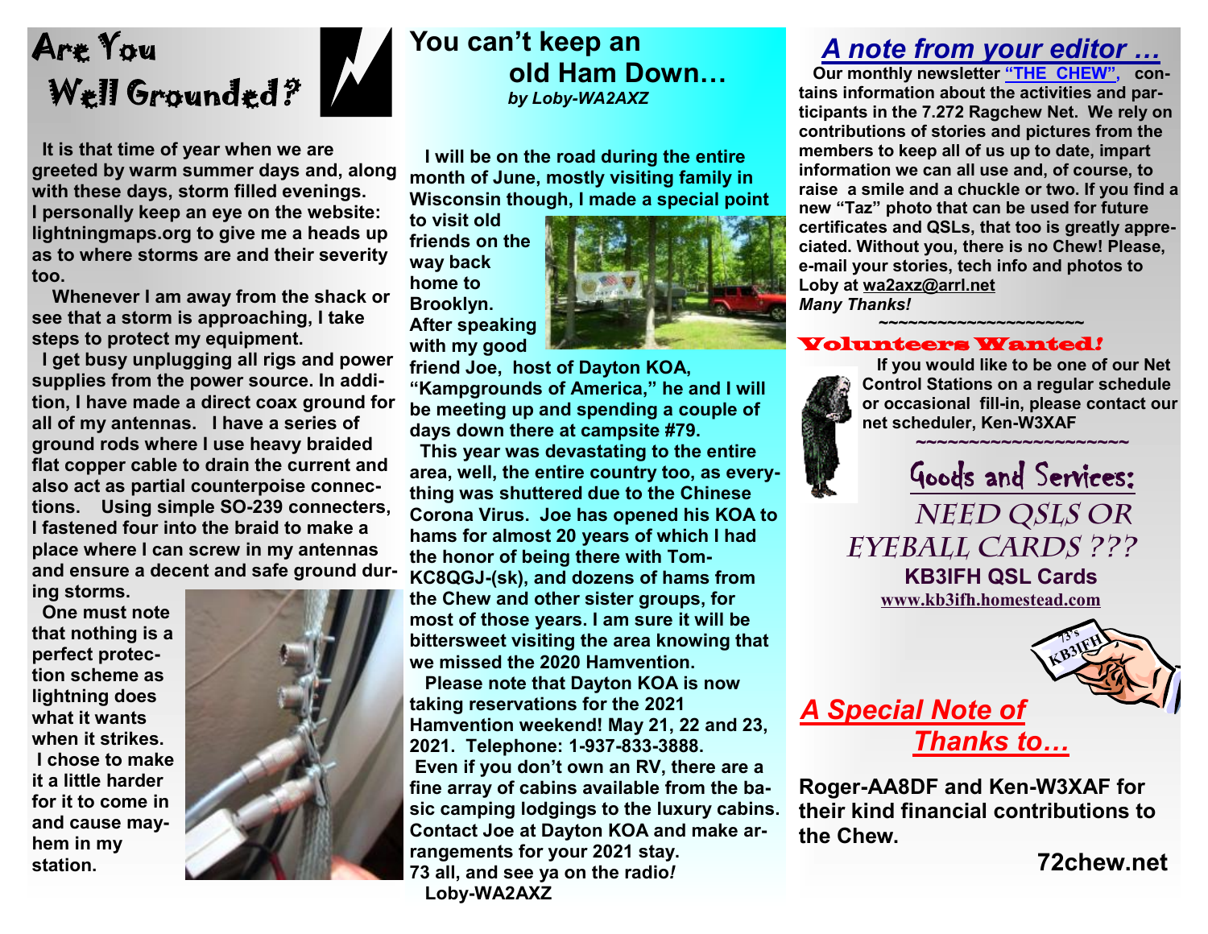# Are You Well Grounded?

It is that time of year when we are greeted by warm summer days and, along with these days, storm filled evenings. I personally keep an eye on the website: lightningmaps.org to give me a heads up as to where storms are and their severity too.

Whenever I am away from the shack or see that a storm is approaching, I take steps to protect my equipment.

I get busy unplugging all rigs and power supplies from the power source. In addition, I have made a direct coax ground for all of my antennas. I have a series of ground rods where I use heavy braided flat copper cable to drain the current and also act as partial counterpoise connections. Using simple SO-239 connecters, I fastened four into the braid to make a place where I can screw in my antennas and ensure a decent and safe ground during storms.

One must note that nothing is a perfect protection scheme as lightning does what it wants when it strikes. I chose to make it a little harder for it to come in and cause mayhem in my station.

# You can't keep an old Ham Down…

*by Loby-WA2AXZ*

I will be on the road during the entire month of June, mostly visiting family in Wisconsin though, I made a special point to visit old friends on the way back home to Brooklyn. After speaking with my good friend Joe, host of Dayton KOA, "Kampgrounds of America," he and I will be meeting up and spending a couple of days down there at campsite #79.

This year was devastating to the entire area, well, the entire country too, as everything was shuttered due to the Chinese Corona Virus. Joe has opened his KOA to hams for almost 20 years of which I had the honor of being there with Tom-KC8QGJ-(sk), and dozens of hams from the Chew and other sister groups, for most of those years. I am sure it will be bittersweet visiting the area knowing that we missed the 2020 Hamvention.

Please note that Dayton KOA is now taking reservations for the 2021 Hamvention weekend! May 21, 22 and 23, 2021. Telephone: 1-937-833-3888.

Even if you don't own an RV, there are a fine array of cabins available from the basic camping lodgings to the luxury cabins. Contact Joe at Dayton KOA and make arrangements for your 2021 stay.

73 all, and see ya on the radio*!*

Loby-WA2AXZ

# *A note from your editor …*

**Our monthly newsletter "THE CHEW", contains information about the activities and participants in the 7.272 Ragchew Net. We rely on contributions of stories and pictures from the members to keep all of us up to date, impart information we can all use and, of course, to raise a smile and a chuckle or two. If you find a new "Taz" photo that can be used for future certificates and QSLs, that too is greatly appreciated. Without you, there is no Chew! Please, e-mail your stories, tech info and photos to Loby at wa2axz@arrl.net**

***Many Thanks!***

~~~~~~~~~~~~~~~~~~~~~~

## Volunteers Wanted!

If you would like to be one of our Net Control Stations on a regular schedule or occasional fill-in, please contact our net scheduler, Ken-W3XAF

~~~~~~~~~~~~~~~~~~~~~~

## Goods and Services:

NEED QSLS OR EYEBALL CARDS ???

**KB3IFH QSL Cards**

www.kb3ifh.homestead.com

## *A Special Note of Thanks to…*

**Roger-AA8DF and Ken-W3XAF for their kind financial contributions to the Chew.**

**72chew.net**